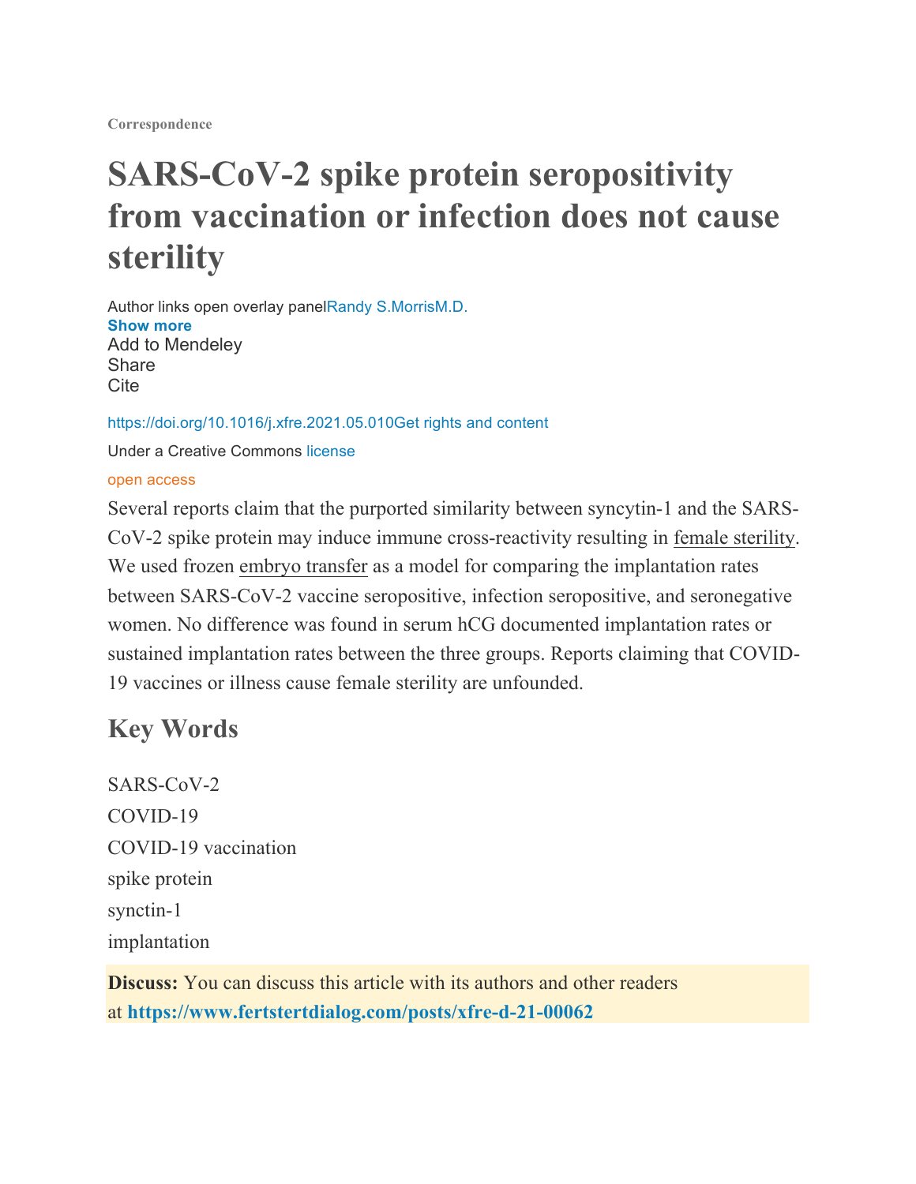Correspondence

# SARS-CoV-2 spike protein seropositivity from vaccination or infection does not cause sterility

Author links open overlay panelRandy S.MorrisM.D.

**Show more**

Add to Mendeley

Share

Cite

https://doi.org/10.1016/j.xfre.2021.05.010Get rights and content

Under a Creative Commons license

open access

Several reports claim that the purported similarity between syncytin-1 and the SARS-CoV-2 spike protein may induce immune cross-reactivity resulting in female sterility. We used frozen embryo transfer as a model for comparing the implantation rates between SARS-CoV-2 vaccine seropositive, infection seropositive, and seronegative women. No difference was found in serum hCG documented implantation rates or sustained implantation rates between the three groups. Reports claiming that COVID-19 vaccines or illness cause female sterility are unfounded.

## Key Words

SARS-CoV-2

COVID-19

COVID-19 vaccination

spike protein

synctin-1

implantation

**Discuss:** You can discuss this article with its authors and other readers at **https://www.fertstertdialog.com/posts/xfre-d-21-00062**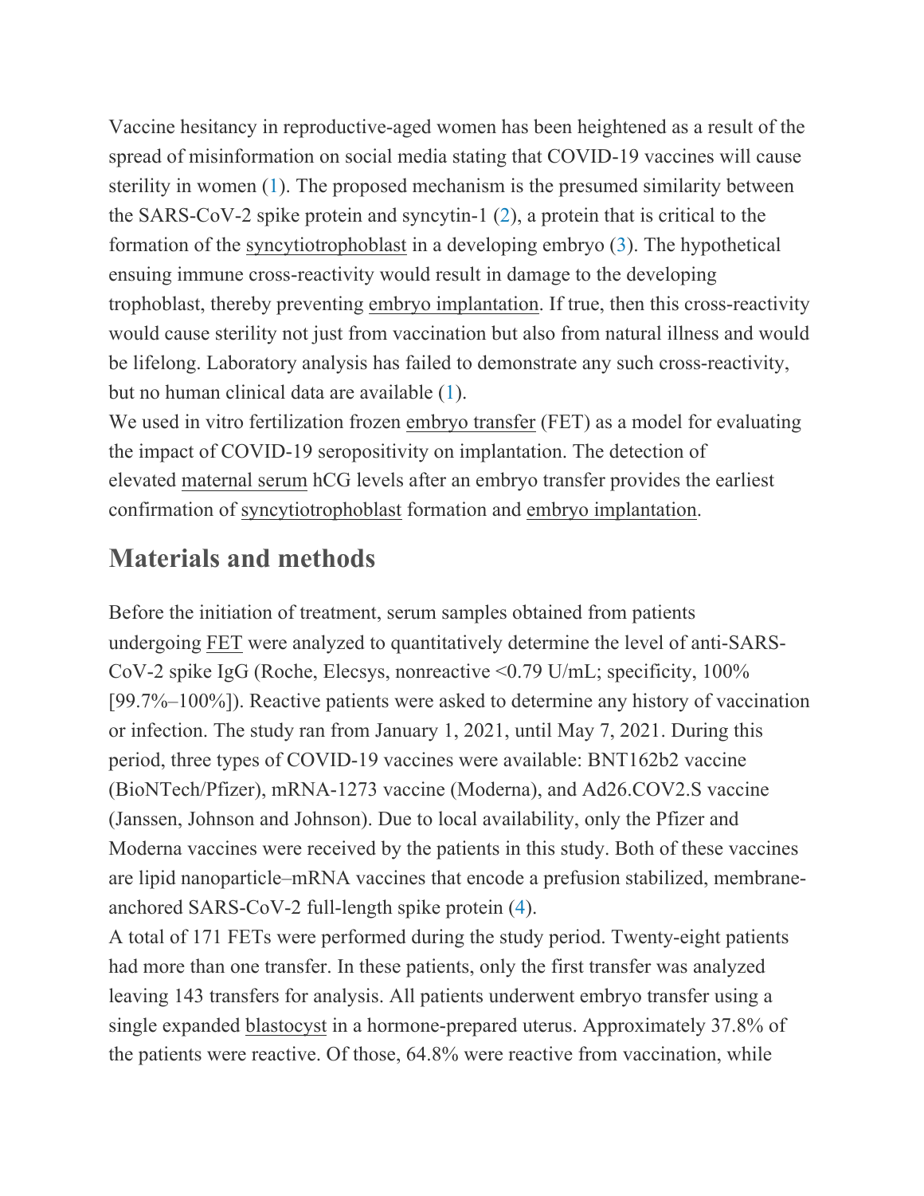Vaccine hesitancy in reproductive-aged women has been heightened as a result of the spread of misinformation on social media stating that COVID-19 vaccines will cause sterility in women (1). The proposed mechanism is the presumed similarity between the SARS-CoV-2 spike protein and syncytin-1 (2), a protein that is critical to the formation of the syncytiotrophoblast in a developing embryo (3). The hypothetical ensuing immune cross-reactivity would result in damage to the developing trophoblast, thereby preventing embryo implantation. If true, then this cross-reactivity would cause sterility not just from vaccination but also from natural illness and would be lifelong. Laboratory analysis has failed to demonstrate any such cross-reactivity, but no human clinical data are available (1).

We used in vitro fertilization frozen embryo transfer (FET) as a model for evaluating the impact of COVID-19 seropositivity on implantation. The detection of elevated maternal serum hCG levels after an embryo transfer provides the earliest confirmation of syncytiotrophoblast formation and embryo implantation.

## Materials and methods

Before the initiation of treatment, serum samples obtained from patients undergoing FET were analyzed to quantitatively determine the level of anti-SARS-CoV-2 spike IgG (Roche, Elecsys, nonreactive <0.79 U/mL; specificity, 100% [99.7%–100%]). Reactive patients were asked to determine any history of vaccination or infection. The study ran from January 1, 2021, until May 7, 2021. During this period, three types of COVID-19 vaccines were available: BNT162b2 vaccine (BioNTech/Pfizer), mRNA-1273 vaccine (Moderna), and Ad26.COV2.S vaccine (Janssen, Johnson and Johnson). Due to local availability, only the Pfizer and Moderna vaccines were received by the patients in this study. Both of these vaccines are lipid nanoparticle–mRNA vaccines that encode a prefusion stabilized, membrane-anchored SARS-CoV-2 full-length spike protein (4).

A total of 171 FETs were performed during the study period. Twenty-eight patients had more than one transfer. In these patients, only the first transfer was analyzed leaving 143 transfers for analysis. All patients underwent embryo transfer using a single expanded blastocyst in a hormone-prepared uterus. Approximately 37.8% of the patients were reactive. Of those, 64.8% were reactive from vaccination, while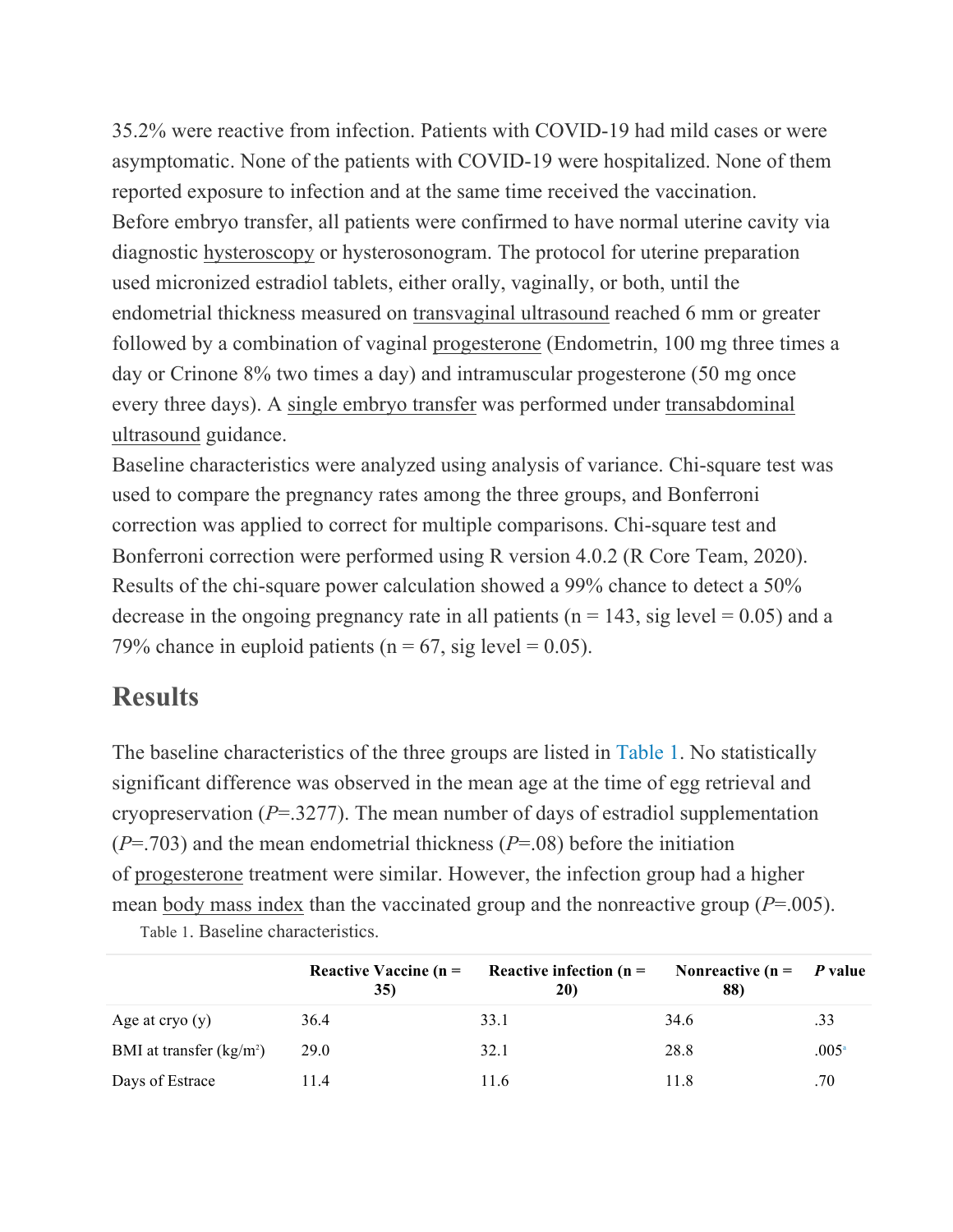35.2% were reactive from infection. Patients with COVID-19 had mild cases or were asymptomatic. None of the patients with COVID-19 were hospitalized. None of them reported exposure to infection and at the same time received the vaccination.

Before embryo transfer, all patients were confirmed to have normal uterine cavity via diagnostic hysteroscopy or hysterosonogram. The protocol for uterine preparation used micronized estradiol tablets, either orally, vaginally, or both, until the endometrial thickness measured on transvaginal ultrasound reached 6 mm or greater followed by a combination of vaginal progesterone (Endometrin, 100 mg three times a day or Crinone 8% two times a day) and intramuscular progesterone (50 mg once every three days). A single embryo transfer was performed under transabdominal ultrasound guidance.

Baseline characteristics were analyzed using analysis of variance. Chi-square test was used to compare the pregnancy rates among the three groups, and Bonferroni correction was applied to correct for multiple comparisons. Chi-square test and Bonferroni correction were performed using R version 4.0.2 (R Core Team, 2020). Results of the chi-square power calculation showed a 99% chance to detect a 50% decrease in the ongoing pregnancy rate in all patients (n = 143, sig level = 0.05) and a 79% chance in euploid patients (n = 67, sig level = 0.05).

## Results

The baseline characteristics of the three groups are listed in Table 1. No statistically significant difference was observed in the mean age at the time of egg retrieval and cryopreservation (*P*=.3277). The mean number of days of estradiol supplementation (*P*=.703) and the mean endometrial thickness (*P*=.08) before the initiation of progesterone treatment were similar. However, the infection group had a higher mean body mass index than the vaccinated group and the nonreactive group (*P*=.005).

Table 1. Baseline characteristics.

| | Reactive Vaccine (n = 35) | Reactive infection (n = 20) | Nonreactive (n = 88) | *P* value |
|---|---|---|---|---|
| Age at cryo (y) | 36.4 | 33.1 | 34.6 | .33 |
| BMI at transfer (kg/m$^2$) | 29.0 | 32.1 | 28.8 | .005[a] |
| Days of Estrace | 11.4 | 11.6 | 11.8 | .70 |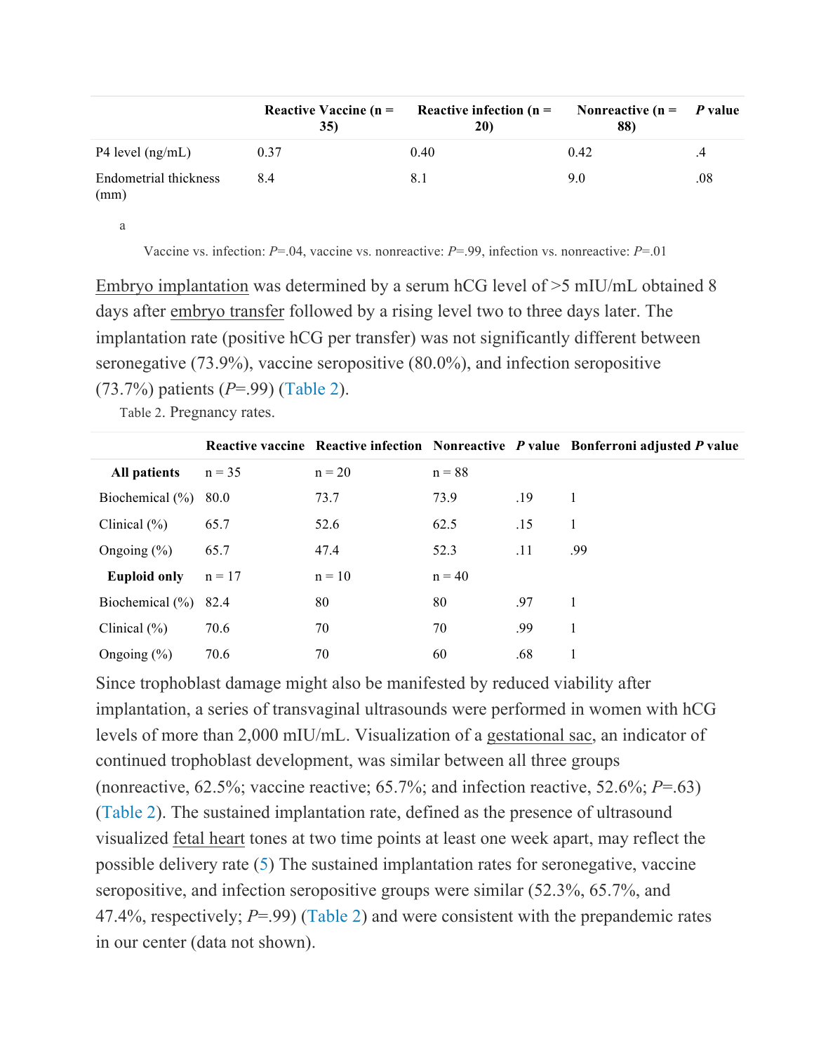|  | Reactive Vaccine (n = 35) | Reactive infection (n = 20) | Nonreactive (n = 88) | *P* value |
| --- | --- | --- | --- | --- |
| P4 level (ng/mL) | 0.37 | 0.40 | 0.42 | .4 |
| Endometrial thickness (mm) | 8.4 | 8.1 | 9.0 | .08 |

a

Vaccine vs. infection: *P*=.04, vaccine vs. nonreactive: *P*=.99, infection vs. nonreactive: *P*=.01

Embryo implantation was determined by a serum hCG level of >5 mIU/mL obtained 8 days after embryo transfer followed by a rising level two to three days later. The implantation rate (positive hCG per transfer) was not significantly different between seronegative (73.9%), vaccine seropositive (80.0%), and infection seropositive (73.7%) patients (*P*=.99) (Table 2).

Table 2. Pregnancy rates.

|  | Reactive vaccine | Reactive infection | Nonreactive | *P* value | Bonferroni adjusted *P* value |
| --- | --- | --- | --- | --- | --- |
| **All patients** | n = 35 | n = 20 | n = 88 |  |  |
| Biochemical (%) | 80.0 | 73.7 | 73.9 | .19 | 1 |
| Clinical (%) | 65.7 | 52.6 | 62.5 | .15 | 1 |
| Ongoing (%) | 65.7 | 47.4 | 52.3 | .11 | .99 |
| **Euploid only** | n = 17 | n = 10 | n = 40 |  |  |
| Biochemical (%) | 82.4 | 80 | 80 | .97 | 1 |
| Clinical (%) | 70.6 | 70 | 70 | .99 | 1 |
| Ongoing (%) | 70.6 | 70 | 60 | .68 | 1 |

Since trophoblast damage might also be manifested by reduced viability after implantation, a series of transvaginal ultrasounds were performed in women with hCG levels of more than 2,000 mIU/mL. Visualization of a gestational sac, an indicator of continued trophoblast development, was similar between all three groups (nonreactive, 62.5%; vaccine reactive, 65.7%; and infection reactive, 52.6%; *P*=.63) (Table 2). The sustained implantation rate, defined as the presence of ultrasound visualized fetal heart tones at two time points at least one week apart, may reflect the possible delivery rate (5) The sustained implantation rates for seronegative, vaccine seropositive, and infection seropositive groups were similar (52.3%, 65.7%, and 47.4%, respectively; *P*=.99) (Table 2) and were consistent with the prepandemic rates in our center (data not shown).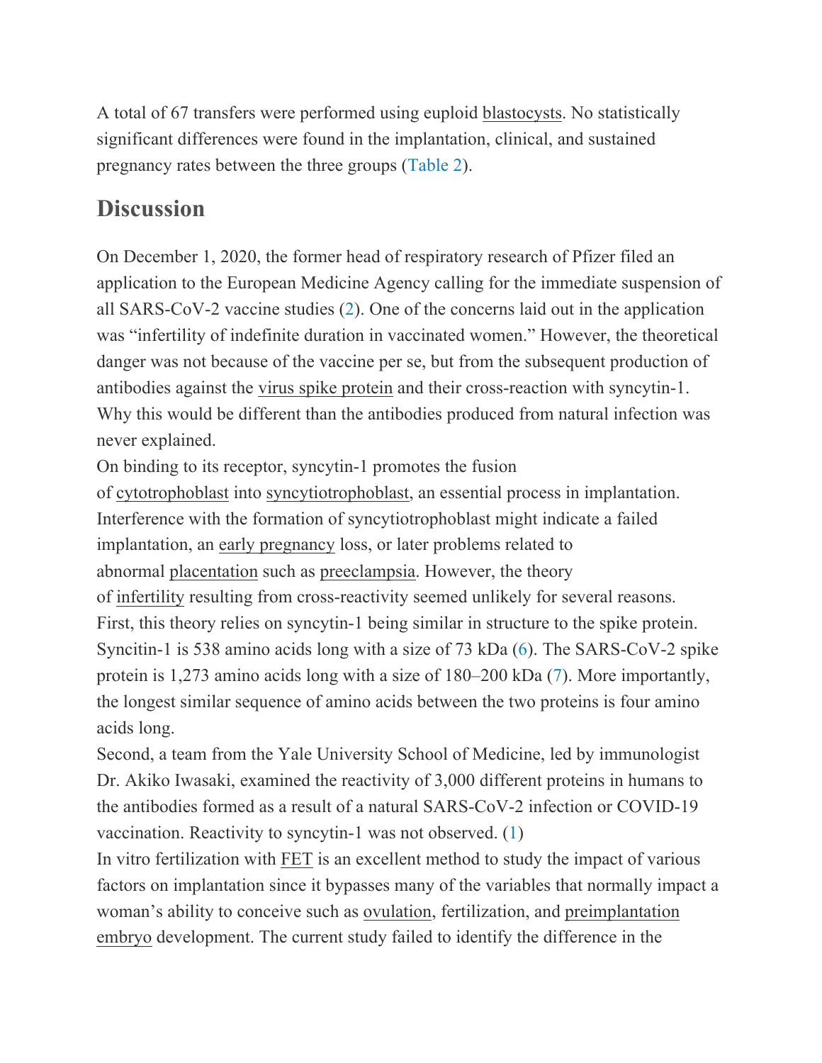A total of 67 transfers were performed using euploid blastocysts. No statistically significant differences were found in the implantation, clinical, and sustained pregnancy rates between the three groups (Table 2).

## Discussion

On December 1, 2020, the former head of respiratory research of Pfizer filed an application to the European Medicine Agency calling for the immediate suspension of all SARS-CoV-2 vaccine studies (2). One of the concerns laid out in the application was "infertility of indefinite duration in vaccinated women." However, the theoretical danger was not because of the vaccine per se, but from the subsequent production of antibodies against the virus spike protein and their cross-reaction with syncytin-1. Why this would be different than the antibodies produced from natural infection was never explained.

On binding to its receptor, syncytin-1 promotes the fusion of cytotrophoblast into syncytiotrophoblast, an essential process in implantation. Interference with the formation of syncytiotrophoblast might indicate a failed implantation, an early pregnancy loss, or later problems related to abnormal placentation such as preeclampsia. However, the theory of infertility resulting from cross-reactivity seemed unlikely for several reasons. First, this theory relies on syncytin-1 being similar in structure to the spike protein. Syncitin-1 is 538 amino acids long with a size of 73 kDa (6). The SARS-CoV-2 spike protein is 1,273 amino acids long with a size of 180–200 kDa (7). More importantly, the longest similar sequence of amino acids between the two proteins is four amino acids long.

Second, a team from the Yale University School of Medicine, led by immunologist Dr. Akiko Iwasaki, examined the reactivity of 3,000 different proteins in humans to the antibodies formed as a result of a natural SARS-CoV-2 infection or COVID-19 vaccination. Reactivity to syncytin-1 was not observed. (1)

In vitro fertilization with FET is an excellent method to study the impact of various factors on implantation since it bypasses many of the variables that normally impact a woman's ability to conceive such as ovulation, fertilization, and preimplantation embryo development. The current study failed to identify the difference in the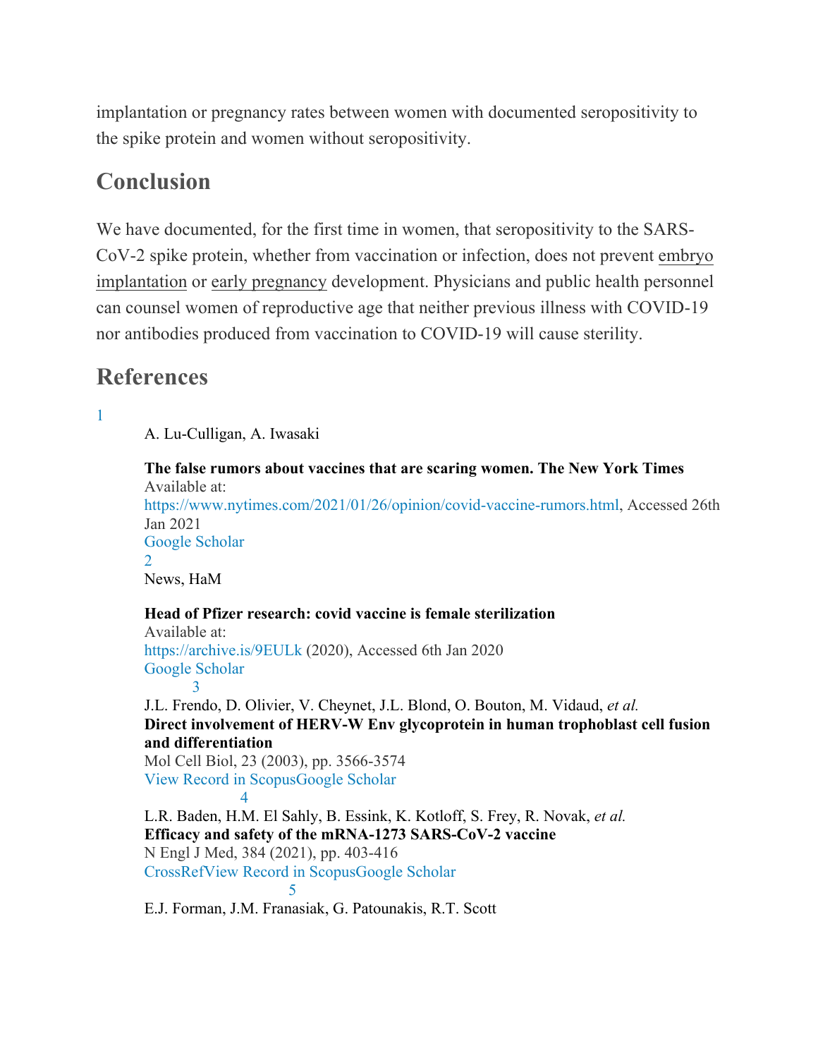implantation or pregnancy rates between women with documented seropositivity to the spike protein and women without seropositivity.

## Conclusion

We have documented, for the first time in women, that seropositivity to the SARS-CoV-2 spike protein, whether from vaccination or infection, does not prevent embryo implantation or early pregnancy development. Physicians and public health personnel can counsel women of reproductive age that neither previous illness with COVID-19 nor antibodies produced from vaccination to COVID-19 will cause sterility.

## References

1. A. Lu-Culligan, A. Iwasaki
**The false rumors about vaccines that are scaring women. The New York Times**
Available at: https://www.nytimes.com/2021/01/26/opinion/covid-vaccine-rumors.html, Accessed 26th Jan 2021
Google Scholar

2. News, HaM
**Head of Pfizer research: covid vaccine is female sterilization**
Available at: https://archive.is/9EULk (2020), Accessed 6th Jan 2020
Google Scholar

3. J.L. Frendo, D. Olivier, V. Cheynet, J.L. Blond, O. Bouton, M. Vidaud, *et al.*
**Direct involvement of HERV-W Env glycoprotein in human trophoblast cell fusion and differentiation**
Mol Cell Biol, 23 (2003), pp. 3566-3574
View Record in ScopusGoogle Scholar

4. L.R. Baden, H.M. El Sahly, B. Essink, K. Kotloff, S. Frey, R. Novak, *et al.*
**Efficacy and safety of the mRNA-1273 SARS-CoV-2 vaccine**
N Engl J Med, 384 (2021), pp. 403-416
CrossRefView Record in ScopusGoogle Scholar

5. E.J. Forman, J.M. Franasiak, G. Patounakis, R.T. Scott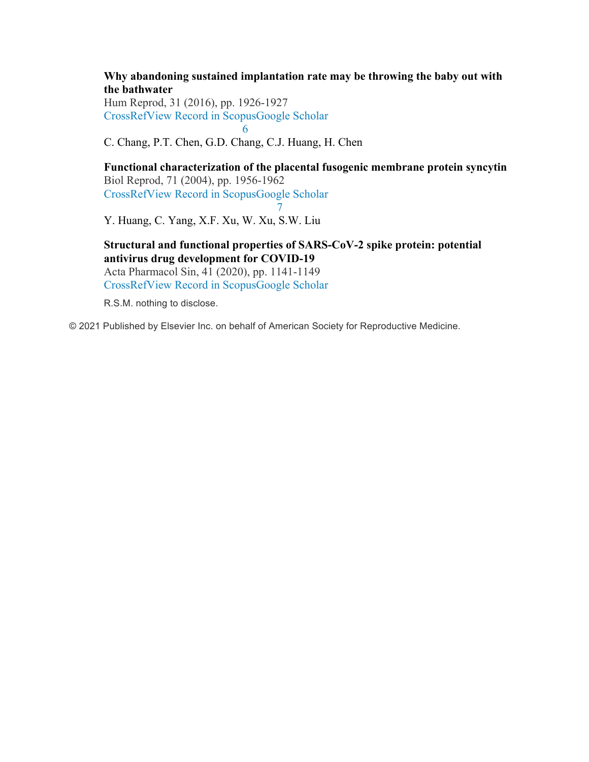**Why abandoning sustained implantation rate may be throwing the baby out with the bathwater**
Hum Reprod, 31 (2016), pp. 1926-1927
CrossRefView Record in ScopusGoogle Scholar

6

C. Chang, P.T. Chen, G.D. Chang, C.J. Huang, H. Chen

**Functional characterization of the placental fusogenic membrane protein syncytin**
Biol Reprod, 71 (2004), pp. 1956-1962
CrossRefView Record in ScopusGoogle Scholar

7

Y. Huang, C. Yang, X.F. Xu, W. Xu, S.W. Liu

**Structural and functional properties of SARS-CoV-2 spike protein: potential antivirus drug development for COVID-19**
Acta Pharmacol Sin, 41 (2020), pp. 1141-1149
CrossRefView Record in ScopusGoogle Scholar

R.S.M. nothing to disclose.

© 2021 Published by Elsevier Inc. on behalf of American Society for Reproductive Medicine.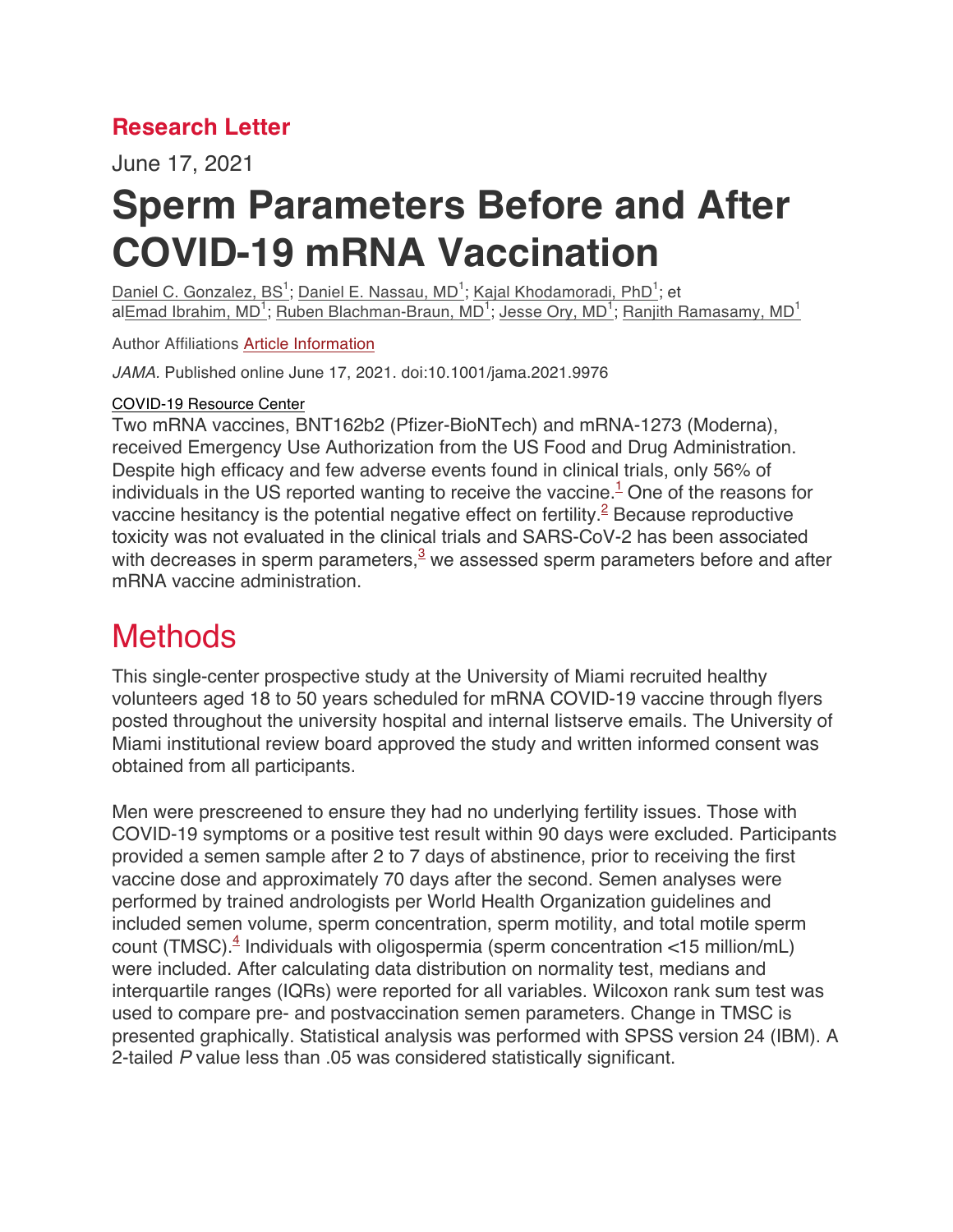## Research Letter

June 17, 2021

# Sperm Parameters Before and After COVID-19 mRNA Vaccination

Daniel C. Gonzalez, BS[1]; Daniel E. Nassau, MD[1]; Kajal Khodamoradi, PhD[1]; et alEmad Ibrahim, MD[1]; Ruben Blachman-Braun, MD[1]; Jesse Ory, MD[1]; Ranjith Ramasamy, MD[1]

Author Affiliations Article Information

*JAMA.* Published online June 17, 2021. doi:10.1001/jama.2021.9976

COVID-19 Resource Center

Two mRNA vaccines, BNT162b2 (Pfizer-BioNTech) and mRNA-1273 (Moderna), received Emergency Use Authorization from the US Food and Drug Administration. Despite high efficacy and few adverse events found in clinical trials, only 56% of individuals in the US reported wanting to receive the vaccine.[1] One of the reasons for vaccine hesitancy is the potential negative effect on fertility.[2] Because reproductive toxicity was not evaluated in the clinical trials and SARS-CoV-2 has been associated with decreases in sperm parameters,[3] we assessed sperm parameters before and after mRNA vaccine administration.

## Methods

This single-center prospective study at the University of Miami recruited healthy volunteers aged 18 to 50 years scheduled for mRNA COVID-19 vaccine through flyers posted throughout the university hospital and internal listserve emails. The University of Miami institutional review board approved the study and written informed consent was obtained from all participants.

Men were prescreened to ensure they had no underlying fertility issues. Those with COVID-19 symptoms or a positive test result within 90 days were excluded. Participants provided a semen sample after 2 to 7 days of abstinence, prior to receiving the first vaccine dose and approximately 70 days after the second. Semen analyses were performed by trained andrologists per World Health Organization guidelines and included semen volume, sperm concentration, sperm motility, and total motile sperm count (TMSC).[4] Individuals with oligospermia (sperm concentration <15 million/mL) were included. After calculating data distribution on normality test, medians and interquartile ranges (IQRs) were reported for all variables. Wilcoxon rank sum test was used to compare pre- and postvaccination semen parameters. Change in TMSC is presented graphically. Statistical analysis was performed with SPSS version 24 (IBM). A 2-tailed *P* value less than .05 was considered statistically significant.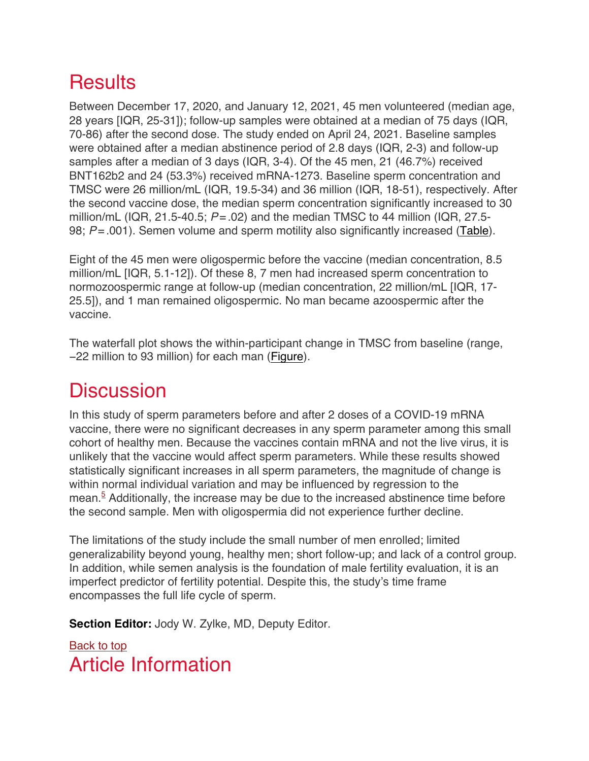## Results

Between December 17, 2020, and January 12, 2021, 45 men volunteered (median age, 28 years [IQR, 25-31]); follow-up samples were obtained at a median of 75 days (IQR, 70-86) after the second dose. The study ended on April 24, 2021. Baseline samples were obtained after a median abstinence period of 2.8 days (IQR, 2-3) and follow-up samples after a median of 3 days (IQR, 3-4). Of the 45 men, 21 (46.7%) received BNT162b2 and 24 (53.3%) received mRNA-1273. Baseline sperm concentration and TMSC were 26 million/mL (IQR, 19.5-34) and 36 million (IQR, 18-51), respectively. After the second vaccine dose, the median sperm concentration significantly increased to 30 million/mL (IQR, 21.5-40.5; $P = .02$) and the median TMSC to 44 million (IQR, 27.5-98; $P = .001$). Semen volume and sperm motility also significantly increased (Table).

Eight of the 45 men were oligospermic before the vaccine (median concentration, 8.5 million/mL [IQR, 5.1-12]). Of these 8, 7 men had increased sperm concentration to normozoospermic range at follow-up (median concentration, 22 million/mL [IQR, 17-25.5]), and 1 man remained oligospermic. No man became azoospermic after the vaccine.

The waterfall plot shows the within-participant change in TMSC from baseline (range, −22 million to 93 million) for each man (Figure).

## Discussion

In this study of sperm parameters before and after 2 doses of a COVID-19 mRNA vaccine, there were no significant decreases in any sperm parameter among this small cohort of healthy men. Because the vaccines contain mRNA and not the live virus, it is unlikely that the vaccine would affect sperm parameters. While these results showed statistically significant increases in all sperm parameters, the magnitude of change is within normal individual variation and may be influenced by regression to the mean.[5] Additionally, the increase may be due to the increased abstinence time before the second sample. Men with oligospermia did not experience further decline.

The limitations of the study include the small number of men enrolled; limited generalizability beyond young, healthy men; short follow-up; and lack of a control group. In addition, while semen analysis is the foundation of male fertility evaluation, it is an imperfect predictor of fertility potential. Despite this, the study's time frame encompasses the full life cycle of sperm.

**Section Editor:** Jody W. Zylke, MD, Deputy Editor.

Back to top

## Article Information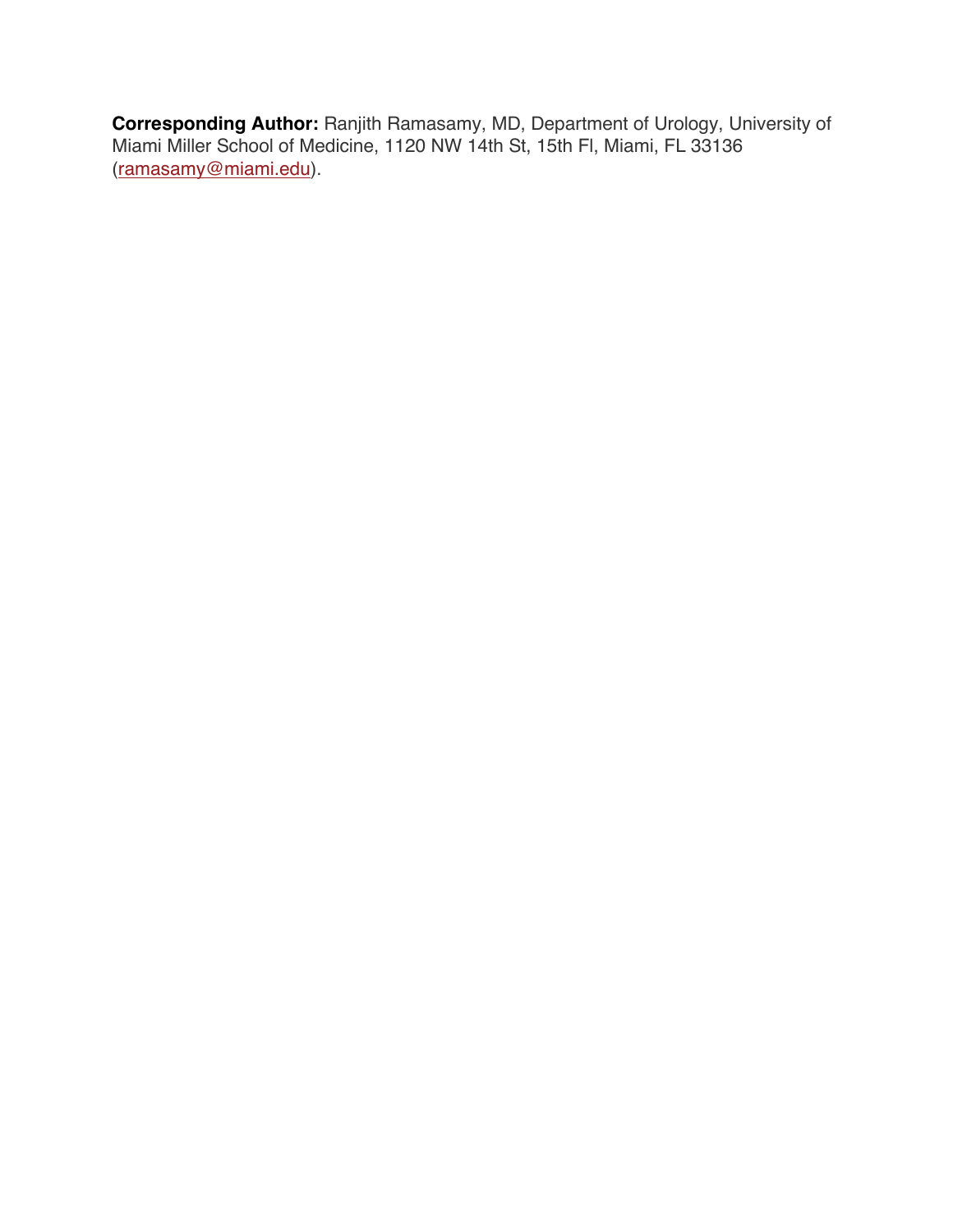**Corresponding Author:** Ranjith Ramasamy, MD, Department of Urology, University of Miami Miller School of Medicine, 1120 NW 14th St, 15th Fl, Miami, FL 33136 (ramasamy@miami.edu).